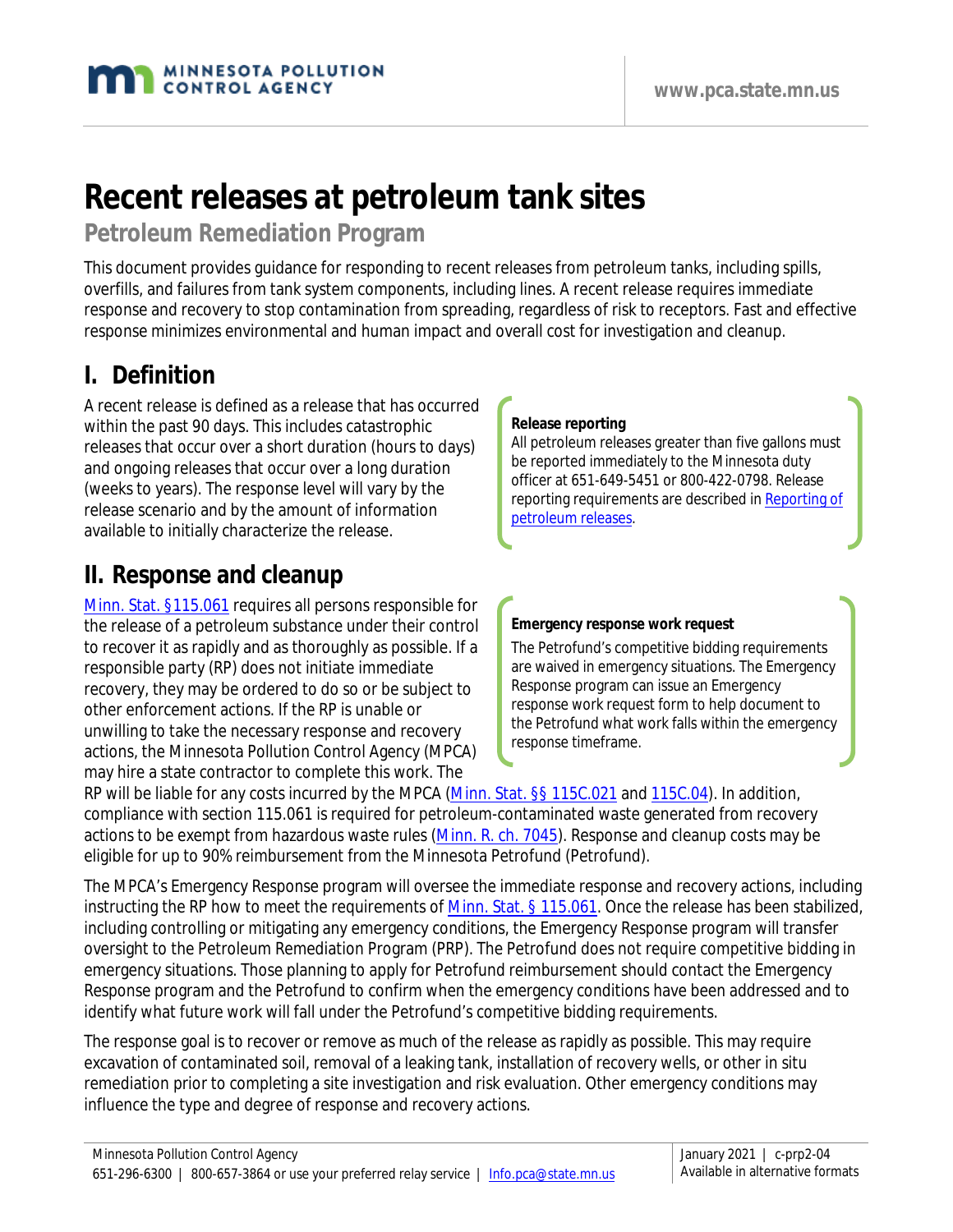# Recent releases at petroleum tank sites

## Petroleum Remediation Program

This document provides guidance for responding to recent releases from petroleum tanks, including spills, overfills, and failures from tank system components, including lines. A recent release requires immediate response and recovery to stop contamination from spreading, regardless of risk to receptors. Fast and effective response minimizes environmental and human impact and overall cost for investigation and cleanup.

## I. Definition

A recent release is defined as a release that has occurred within the past 90 days. This includes catastrophic releases that occur over a short duration (hours to days) and ongoing releases that occur over a long duration (weeks to years). The response level will vary by the release scenario and by the amount of information available to initially characterize the release.

> **Release reporting**
>
> All petroleum releases greater than five gallons must be reported immediately to the Minnesota duty officer at 651-649-5451 or 800-422-0798. Release reporting requirements are described in Reporting of petroleum releases.

## II. Response and cleanup

Minn. Stat. §115.061 requires all persons responsible for the release of a petroleum substance under their control to recover it as rapidly and as thoroughly as possible. If a responsible party (RP) does not initiate immediate recovery, they may be ordered to do so or be subject to other enforcement actions. If the RP is unable or unwilling to take the necessary response and recovery actions, the Minnesota Pollution Control Agency (MPCA) may hire a state contractor to complete this work. The RP will be liable for any costs incurred by the MPCA (Minn. Stat. §§ 115C.021 and 115C.04). In addition, compliance with section 115.061 is required for petroleum-contaminated waste generated from recovery actions to be exempt from hazardous waste rules (Minn. R. ch. 7045). Response and cleanup costs may be eligible for up to 90% reimbursement from the Minnesota Petrofund (Petrofund).

> **Emergency response work request**
>
> The Petrofund's competitive bidding requirements are waived in emergency situations. The Emergency Response program can issue an Emergency response work request form to help document to the Petrofund what work falls within the emergency response timeframe.

The MPCA's Emergency Response program will oversee the immediate response and recovery actions, including instructing the RP how to meet the requirements of Minn. Stat. § 115.061. Once the release has been stabilized, including controlling or mitigating any emergency conditions, the Emergency Response program will transfer oversight to the Petroleum Remediation Program (PRP). The Petrofund does not require competitive bidding in emergency situations. Those planning to apply for Petrofund reimbursement should contact the Emergency Response program and the Petrofund to confirm when the emergency conditions have been addressed and to identify what future work will fall under the Petrofund's competitive bidding requirements.

The response goal is to recover or remove as much of the release as rapidly as possible. This may require excavation of contaminated soil, removal of a leaking tank, installation of recovery wells, or other in situ remediation prior to completing a site investigation and risk evaluation. Other emergency conditions may influence the type and degree of response and recovery actions.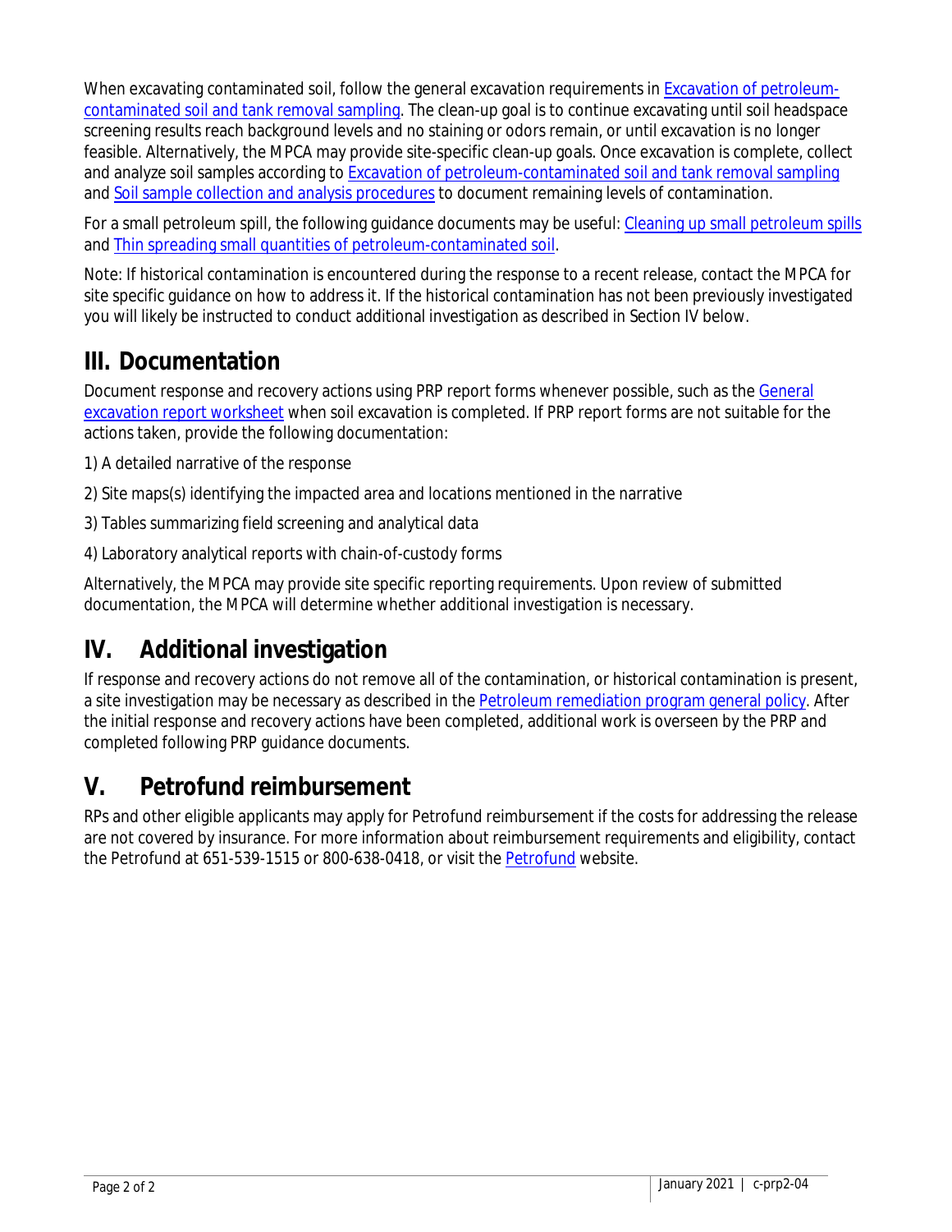When excavating contaminated soil, follow the general excavation requirements in Excavation of petroleum-contaminated soil and tank removal sampling. The clean-up goal is to continue excavating until soil headspace screening results reach background levels and no staining or odors remain, or until excavation is no longer feasible. Alternatively, the MPCA may provide site-specific clean-up goals. Once excavation is complete, collect and analyze soil samples according to Excavation of petroleum-contaminated soil and tank removal sampling and Soil sample collection and analysis procedures to document remaining levels of contamination.

For a small petroleum spill, the following guidance documents may be useful: Cleaning up small petroleum spills and Thin spreading small quantities of petroleum-contaminated soil.

Note: If historical contamination is encountered during the response to a recent release, contact the MPCA for site specific guidance on how to address it. If the historical contamination has not been previously investigated you will likely be instructed to conduct additional investigation as described in Section IV below.

## III. Documentation

Document response and recovery actions using PRP report forms whenever possible, such as the General excavation report worksheet when soil excavation is completed. If PRP report forms are not suitable for the actions taken, provide the following documentation:

1) A detailed narrative of the response

2) Site maps(s) identifying the impacted area and locations mentioned in the narrative

3) Tables summarizing field screening and analytical data

4) Laboratory analytical reports with chain-of-custody forms

Alternatively, the MPCA may provide site specific reporting requirements. Upon review of submitted documentation, the MPCA will determine whether additional investigation is necessary.

## IV. Additional investigation

If response and recovery actions do not remove all of the contamination, or historical contamination is present, a site investigation may be necessary as described in the Petroleum remediation program general policy. After the initial response and recovery actions have been completed, additional work is overseen by the PRP and completed following PRP guidance documents.

## V. Petrofund reimbursement

RPs and other eligible applicants may apply for Petrofund reimbursement if the costs for addressing the release are not covered by insurance. For more information about reimbursement requirements and eligibility, contact the Petrofund at 651-539-1515 or 800-638-0418, or visit the Petrofund website.